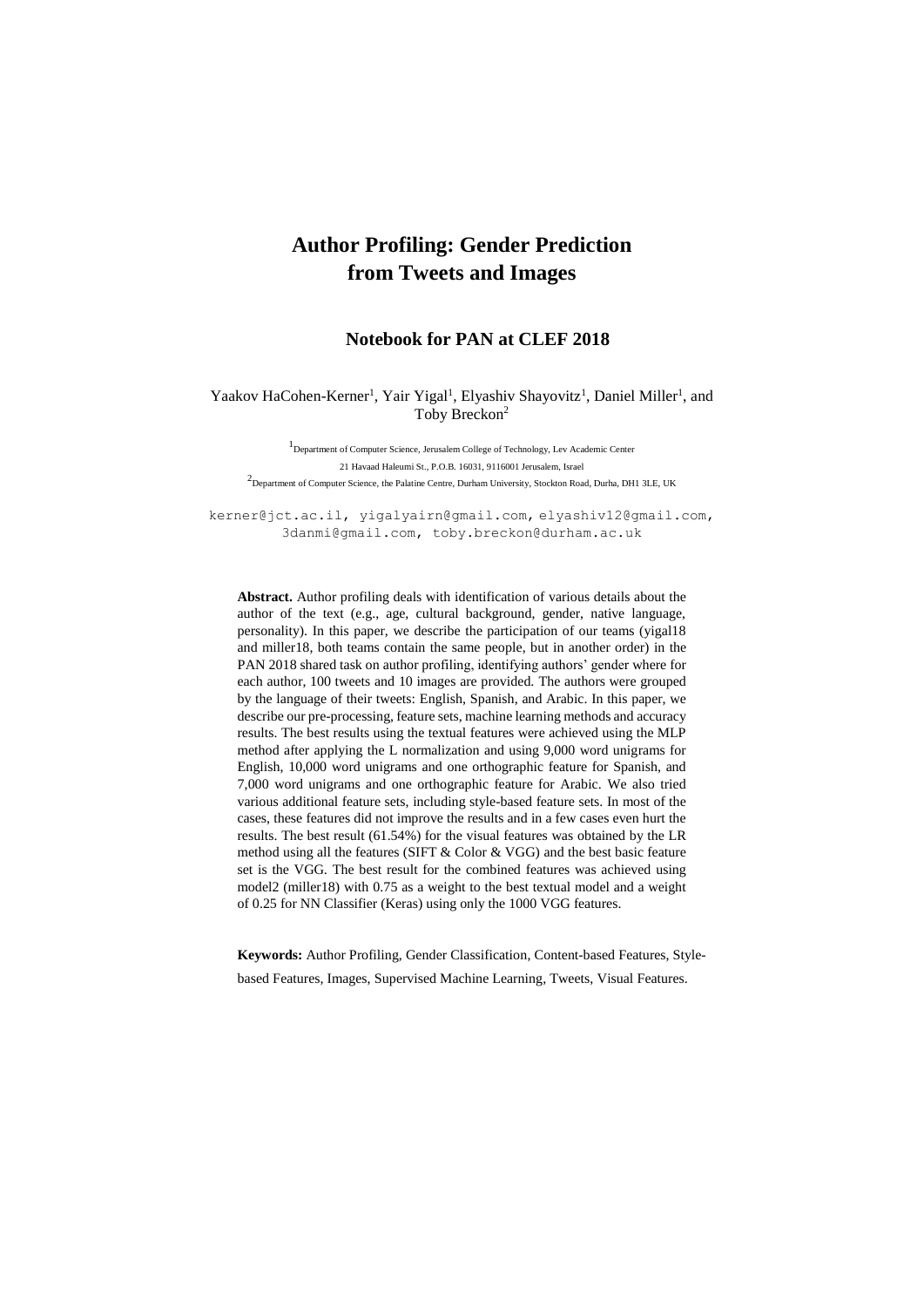# Author Profiling: Gender Prediction from Tweets and Images

## Notebook for PAN at CLEF 2018

Yaakov HaCohen-Kerner[1], Yair Yigal[1], Elyashiv Shayovitz[1], Daniel Miller[1], and Toby Breckon[2]

[1]Department of Computer Science, Jerusalem College of Technology, Lev Academic Center
21 Havaad Haleumi St., P.O.B. 16031, 9116001 Jerusalem, Israel
[2]Department of Computer Science, the Palatine Centre, Durham University, Stockton Road, Durha, DH1 3LE, UK

kerner@jct.ac.il, yigalyairn@gmail.com, elyashiv12@gmail.com, 3danmi@gmail.com, toby.breckon@durham.ac.uk

**Abstract.** Author profiling deals with identification of various details about the author of the text (e.g., age, cultural background, gender, native language, personality). In this paper, we describe the participation of our teams (yigal18 and miller18, both teams contain the same people, but in another order) in the PAN 2018 shared task on author profiling, identifying authors' gender where for each author, 100 tweets and 10 images are provided. The authors were grouped by the language of their tweets: English, Spanish, and Arabic. In this paper, we describe our pre-processing, feature sets, machine learning methods and accuracy results. The best results using the textual features were achieved using the MLP method after applying the L normalization and using 9,000 word unigrams for English, 10,000 word unigrams and one orthographic feature for Spanish, and 7,000 word unigrams and one orthographic feature for Arabic. We also tried various additional feature sets, including style-based feature sets. In most of the cases, these features did not improve the results and in a few cases even hurt the results. The best result (61.54%) for the visual features was obtained by the LR method using all the features (SIFT & Color & VGG) and the best basic feature set is the VGG. The best result for the combined features was achieved using model2 (miller18) with 0.75 as a weight to the best textual model and a weight of 0.25 for NN Classifier (Keras) using only the 1000 VGG features.

**Keywords:** Author Profiling, Gender Classification, Content-based Features, Style-based Features, Images, Supervised Machine Learning, Tweets, Visual Features.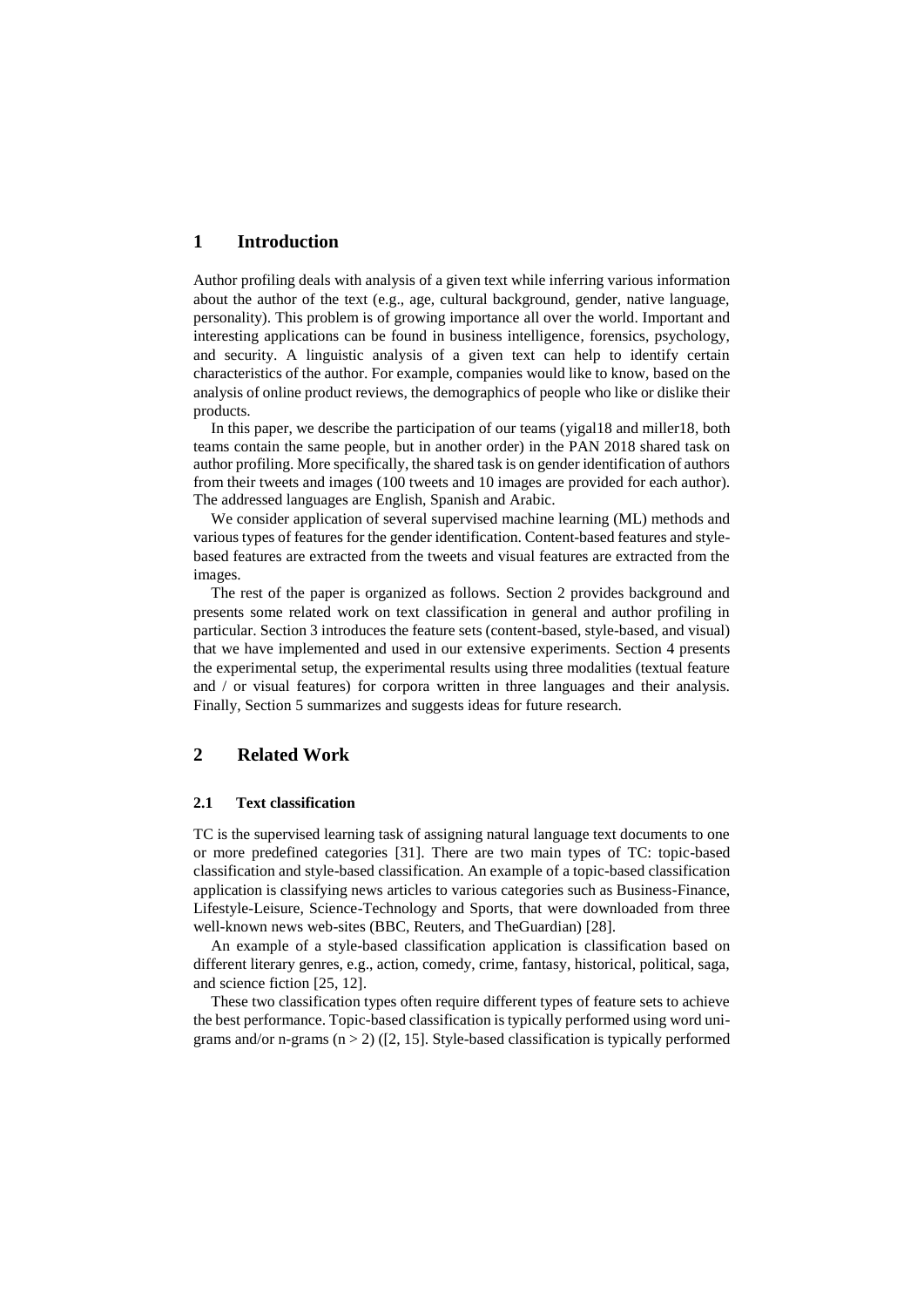# 1 Introduction

Author profiling deals with analysis of a given text while inferring various information about the author of the text (e.g., age, cultural background, gender, native language, personality). This problem is of growing importance all over the world. Important and interesting applications can be found in business intelligence, forensics, psychology, and security. A linguistic analysis of a given text can help to identify certain characteristics of the author. For example, companies would like to know, based on the analysis of online product reviews, the demographics of people who like or dislike their products.

In this paper, we describe the participation of our teams (yigal18 and miller18, both teams contain the same people, but in another order) in the PAN 2018 shared task on author profiling. More specifically, the shared task is on gender identification of authors from their tweets and images (100 tweets and 10 images are provided for each author). The addressed languages are English, Spanish and Arabic.

We consider application of several supervised machine learning (ML) methods and various types of features for the gender identification. Content-based features and style-based features are extracted from the tweets and visual features are extracted from the images.

The rest of the paper is organized as follows. Section 2 provides background and presents some related work on text classification in general and author profiling in particular. Section 3 introduces the feature sets (content-based, style-based, and visual) that we have implemented and used in our extensive experiments. Section 4 presents the experimental setup, the experimental results using three modalities (textual feature and / or visual features) for corpora written in three languages and their analysis. Finally, Section 5 summarizes and suggests ideas for future research.

# 2 Related Work

## 2.1 Text classification

TC is the supervised learning task of assigning natural language text documents to one or more predefined categories [31]. There are two main types of TC: topic-based classification and style-based classification. An example of a topic-based classification application is classifying news articles to various categories such as Business-Finance, Lifestyle-Leisure, Science-Technology and Sports, that were downloaded from three well-known news web-sites (BBC, Reuters, and TheGuardian) [28].

An example of a style-based classification application is classification based on different literary genres, e.g., action, comedy, crime, fantasy, historical, political, saga, and science fiction [25, 12].

These two classification types often require different types of feature sets to achieve the best performance. Topic-based classification is typically performed using word unigrams and/or n-grams ($n > 2$) ([2, 15]. Style-based classification is typically performed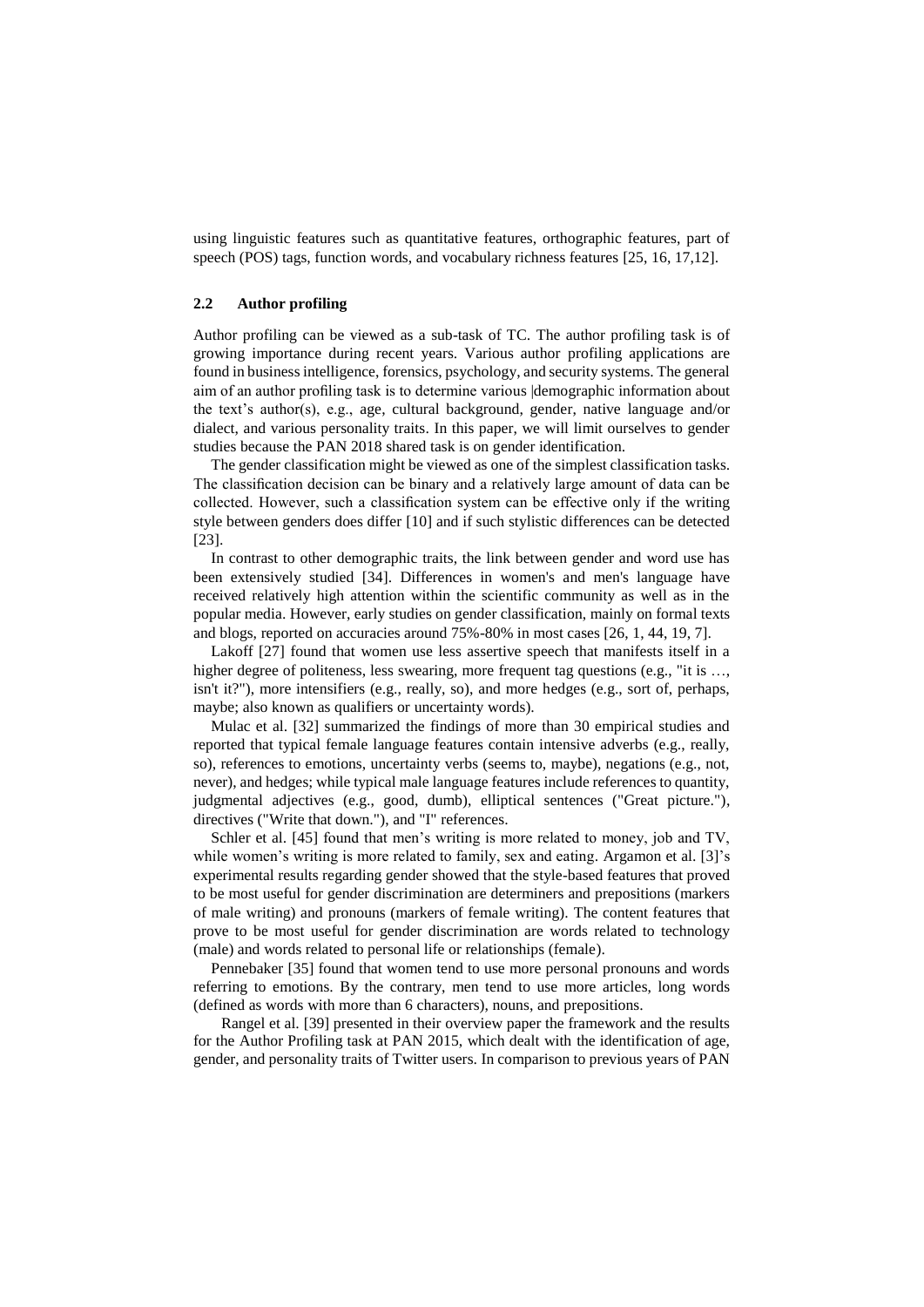using linguistic features such as quantitative features, orthographic features, part of speech (POS) tags, function words, and vocabulary richness features [25, 16, 17,12].

### 2.2 Author profiling

Author profiling can be viewed as a sub-task of TC. The author profiling task is of growing importance during recent years. Various author profiling applications are found in business intelligence, forensics, psychology, and security systems. The general aim of an author profiling task is to determine various |demographic information about the text's author(s), e.g., age, cultural background, gender, native language and/or dialect, and various personality traits. In this paper, we will limit ourselves to gender studies because the PAN 2018 shared task is on gender identification.

The gender classification might be viewed as one of the simplest classification tasks. The classification decision can be binary and a relatively large amount of data can be collected. However, such a classification system can be effective only if the writing style between genders does differ [10] and if such stylistic differences can be detected [23].

In contrast to other demographic traits, the link between gender and word use has been extensively studied [34]. Differences in women's and men's language have received relatively high attention within the scientific community as well as in the popular media. However, early studies on gender classification, mainly on formal texts and blogs, reported on accuracies around 75%-80% in most cases [26, 1, 44, 19, 7].

Lakoff [27] found that women use less assertive speech that manifests itself in a higher degree of politeness, less swearing, more frequent tag questions (e.g., "it is …, isn't it?"), more intensifiers (e.g., really, so), and more hedges (e.g., sort of, perhaps, maybe; also known as qualifiers or uncertainty words).

Mulac et al. [32] summarized the findings of more than 30 empirical studies and reported that typical female language features contain intensive adverbs (e.g., really, so), references to emotions, uncertainty verbs (seems to, maybe), negations (e.g., not, never), and hedges; while typical male language features include references to quantity, judgmental adjectives (e.g., good, dumb), elliptical sentences ("Great picture."), directives ("Write that down."), and "I" references.

Schler et al. [45] found that men's writing is more related to money, job and TV, while women's writing is more related to family, sex and eating. Argamon et al. [3]'s experimental results regarding gender showed that the style-based features that proved to be most useful for gender discrimination are determiners and prepositions (markers of male writing) and pronouns (markers of female writing). The content features that prove to be most useful for gender discrimination are words related to technology (male) and words related to personal life or relationships (female).

Pennebaker [35] found that women tend to use more personal pronouns and words referring to emotions. By the contrary, men tend to use more articles, long words (defined as words with more than 6 characters), nouns, and prepositions.

Rangel et al. [39] presented in their overview paper the framework and the results for the Author Profiling task at PAN 2015, which dealt with the identification of age, gender, and personality traits of Twitter users. In comparison to previous years of PAN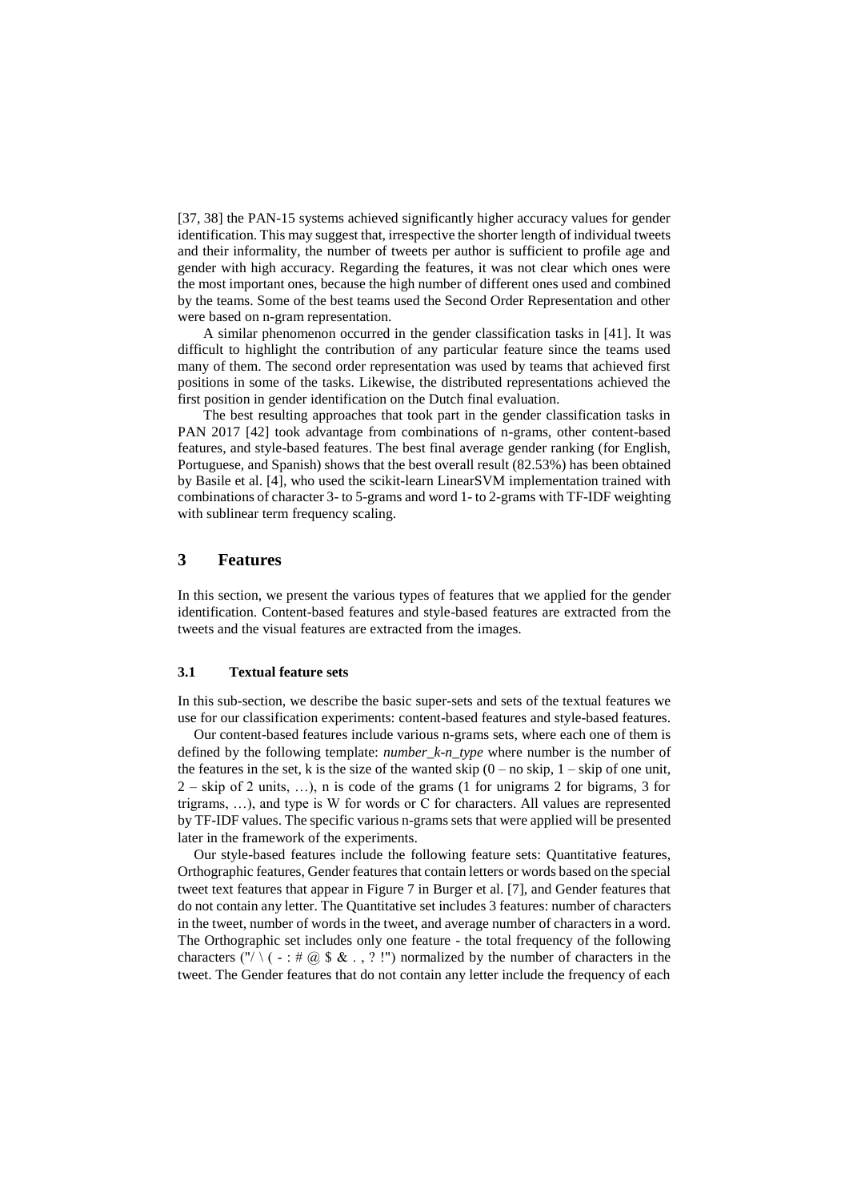[37, 38] the PAN-15 systems achieved significantly higher accuracy values for gender identification. This may suggest that, irrespective the shorter length of individual tweets and their informality, the number of tweets per author is sufficient to profile age and gender with high accuracy. Regarding the features, it was not clear which ones were the most important ones, because the high number of different ones used and combined by the teams. Some of the best teams used the Second Order Representation and other were based on n-gram representation.

A similar phenomenon occurred in the gender classification tasks in [41]. It was difficult to highlight the contribution of any particular feature since the teams used many of them. The second order representation was used by teams that achieved first positions in some of the tasks. Likewise, the distributed representations achieved the first position in gender identification on the Dutch final evaluation.

The best resulting approaches that took part in the gender classification tasks in PAN 2017 [42] took advantage from combinations of n-grams, other content-based features, and style-based features. The best final average gender ranking (for English, Portuguese, and Spanish) shows that the best overall result (82.53%) has been obtained by Basile et al. [4], who used the scikit-learn LinearSVM implementation trained with combinations of character 3- to 5-grams and word 1- to 2-grams with TF-IDF weighting with sublinear term frequency scaling.

# 3 Features

In this section, we present the various types of features that we applied for the gender identification. Content-based features and style-based features are extracted from the tweets and the visual features are extracted from the images.

## 3.1 Textual feature sets

In this sub-section, we describe the basic super-sets and sets of the textual features we use for our classification experiments: content-based features and style-based features.

Our content-based features include various n-grams sets, where each one of them is defined by the following template: *number_k-n_type* where number is the number of the features in the set, k is the size of the wanted skip (0 – no skip, 1 – skip of one unit, 2 – skip of 2 units, …), n is code of the grams (1 for unigrams 2 for bigrams, 3 for trigrams, …), and type is W for words or C for characters. All values are represented by TF-IDF values. The specific various n-grams sets that were applied will be presented later in the framework of the experiments.

Our style-based features include the following feature sets: Quantitative features, Orthographic features, Gender features that contain letters or words based on the special tweet text features that appear in Figure 7 in Burger et al. [7], and Gender features that do not contain any letter. The Quantitative set includes 3 features: number of characters in the tweet, number of words in the tweet, and average number of characters in a word. The Orthographic set includes only one feature - the total frequency of the following characters ("/ \ ( - : # @ $ & . , ? !") normalized by the number of characters in the tweet. The Gender features that do not contain any letter include the frequency of each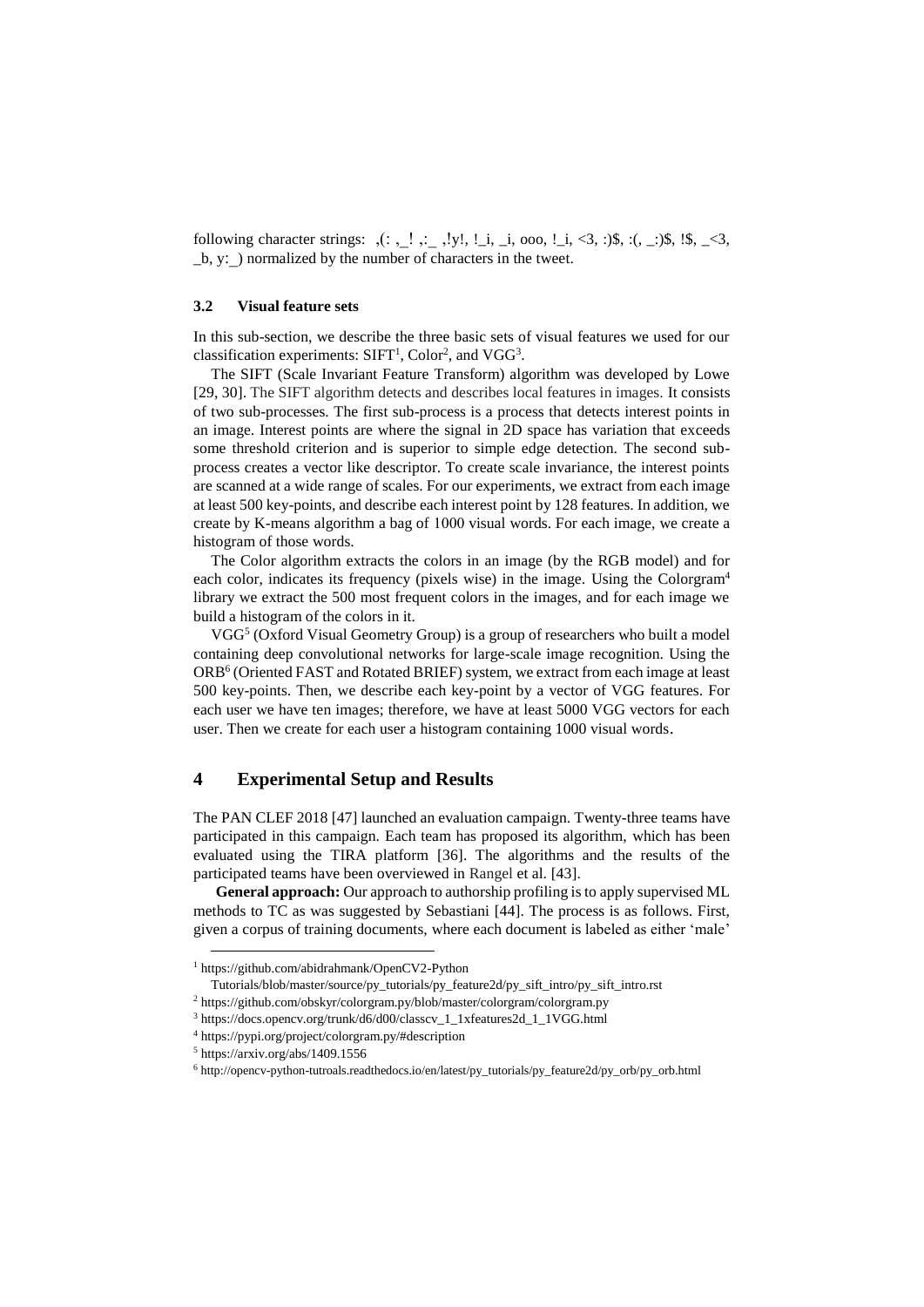following character strings: ,(: ,_! ,:_ ,!y!, !_i, _i, ooo, !_i, <3, :)$, :(, _:)$, !$, _<3, _b, y:_) normalized by the number of characters in the tweet.

### 3.2 Visual feature sets

In this sub-section, we describe the three basic sets of visual features we used for our classification experiments: SIFT[1], Color[2], and VGG[3].

The SIFT (Scale Invariant Feature Transform) algorithm was developed by Lowe [29, 30]. The SIFT algorithm detects and describes local features in images. It consists of two sub-processes. The first sub-process is a process that detects interest points in an image. Interest points are where the signal in 2D space has variation that exceeds some threshold criterion and is superior to simple edge detection. The second sub-process creates a vector like descriptor. To create scale invariance, the interest points are scanned at a wide range of scales. For our experiments, we extract from each image at least 500 key-points, and describe each interest point by 128 features. In addition, we create by K-means algorithm a bag of 1000 visual words. For each image, we create a histogram of those words.

The Color algorithm extracts the colors in an image (by the RGB model) and for each color, indicates its frequency (pixels wise) in the image. Using the Colorgram[4] library we extract the 500 most frequent colors in the images, and for each image we build a histogram of the colors in it.

VGG[5] (Oxford Visual Geometry Group) is a group of researchers who built a model containing deep convolutional networks for large-scale image recognition. Using the ORB[6] (Oriented FAST and Rotated BRIEF) system, we extract from each image at least 500 key-points. Then, we describe each key-point by a vector of VGG features. For each user we have ten images; therefore, we have at least 5000 VGG vectors for each user. Then we create for each user a histogram containing 1000 visual words.

## 4 Experimental Setup and Results

The PAN CLEF 2018 [47] launched an evaluation campaign. Twenty-three teams have participated in this campaign. Each team has proposed its algorithm, which has been evaluated using the TIRA platform [36]. The algorithms and the results of the participated teams have been overviewed in Rangel et al. [43].

**General approach:** Our approach to authorship profiling is to apply supervised ML methods to TC as was suggested by Sebastiani [44]. The process is as follows. First, given a corpus of training documents, where each document is labeled as either 'male'

---

[1] https://github.com/abidrahmank/OpenCV2-Python Tutorials/blob/master/source/py_tutorials/py_feature2d/py_sift_intro/py_sift_intro.rst

[2] https://github.com/obskyr/colorgram.py/blob/master/colorgram/colorgram.py

[3] https://docs.opencv.org/trunk/d6/d00/classcv_1_1xfeatures2d_1_1VGG.html

[4] https://pypi.org/project/colorgram.py/#description

[5] https://arxiv.org/abs/1409.1556

[6] http://opencv-python-tutroals.readthedocs.io/en/latest/py_tutorials/py_feature2d/py_orb/py_orb.html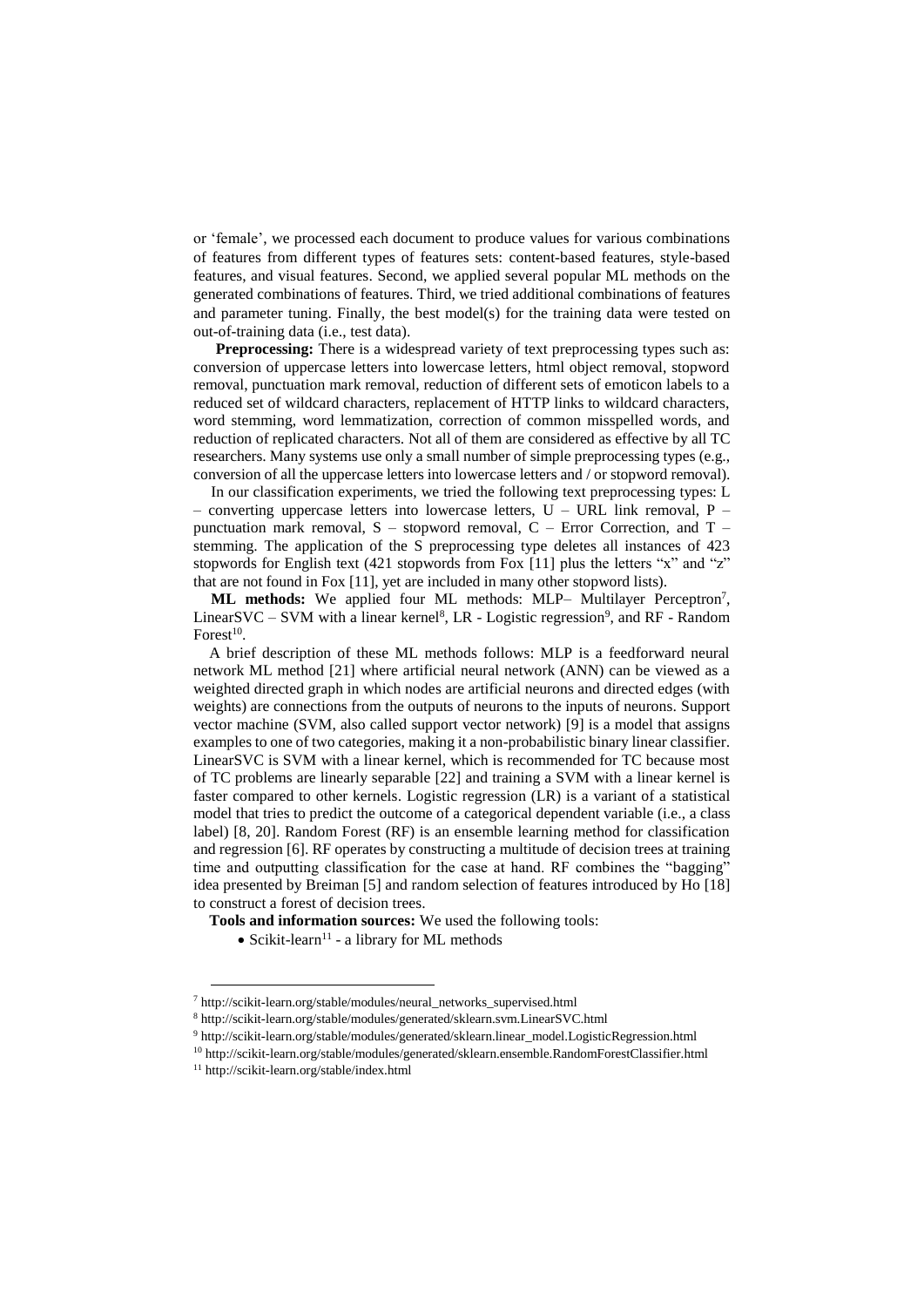or 'female', we processed each document to produce values for various combinations of features from different types of features sets: content-based features, style-based features, and visual features. Second, we applied several popular ML methods on the generated combinations of features. Third, we tried additional combinations of features and parameter tuning. Finally, the best model(s) for the training data were tested on out-of-training data (i.e., test data).

**Preprocessing:** There is a widespread variety of text preprocessing types such as: conversion of uppercase letters into lowercase letters, html object removal, stopword removal, punctuation mark removal, reduction of different sets of emoticon labels to a reduced set of wildcard characters, replacement of HTTP links to wildcard characters, word stemming, word lemmatization, correction of common misspelled words, and reduction of replicated characters. Not all of them are considered as effective by all TC researchers. Many systems use only a small number of simple preprocessing types (e.g., conversion of all the uppercase letters into lowercase letters and / or stopword removal).

In our classification experiments, we tried the following text preprocessing types: L – converting uppercase letters into lowercase letters, U – URL link removal, P – punctuation mark removal, S – stopword removal, C – Error Correction, and T – stemming. The application of the S preprocessing type deletes all instances of 423 stopwords for English text (421 stopwords from Fox [11] plus the letters "x" and "z" that are not found in Fox [11], yet are included in many other stopword lists).

**ML methods:** We applied four ML methods: MLP– Multilayer Perceptron[7], LinearSVC – SVM with a linear kernel[8], LR - Logistic regression[9], and RF - Random Forest[10].

A brief description of these ML methods follows: MLP is a feedforward neural network ML method [21] where artificial neural network (ANN) can be viewed as a weighted directed graph in which nodes are artificial neurons and directed edges (with weights) are connections from the outputs of neurons to the inputs of neurons. Support vector machine (SVM, also called support vector network) [9] is a model that assigns examples to one of two categories, making it a non-probabilistic binary linear classifier. LinearSVC is SVM with a linear kernel, which is recommended for TC because most of TC problems are linearly separable [22] and training a SVM with a linear kernel is faster compared to other kernels. Logistic regression (LR) is a variant of a statistical model that tries to predict the outcome of a categorical dependent variable (i.e., a class label) [8, 20]. Random Forest (RF) is an ensemble learning method for classification and regression [6]. RF operates by constructing a multitude of decision trees at training time and outputting classification for the case at hand. RF combines the "bagging" idea presented by Breiman [5] and random selection of features introduced by Ho [18] to construct a forest of decision trees.

**Tools and information sources:** We used the following tools:

- Scikit-learn[11] - a library for ML methods

[7] http://scikit-learn.org/stable/modules/neural_networks_supervised.html

[8] http://scikit-learn.org/stable/modules/generated/sklearn.svm.LinearSVC.html

[9] http://scikit-learn.org/stable/modules/generated/sklearn.linear_model.LogisticRegression.html

[10] http://scikit-learn.org/stable/modules/generated/sklearn.ensemble.RandomForestClassifier.html

[11] http://scikit-learn.org/stable/index.html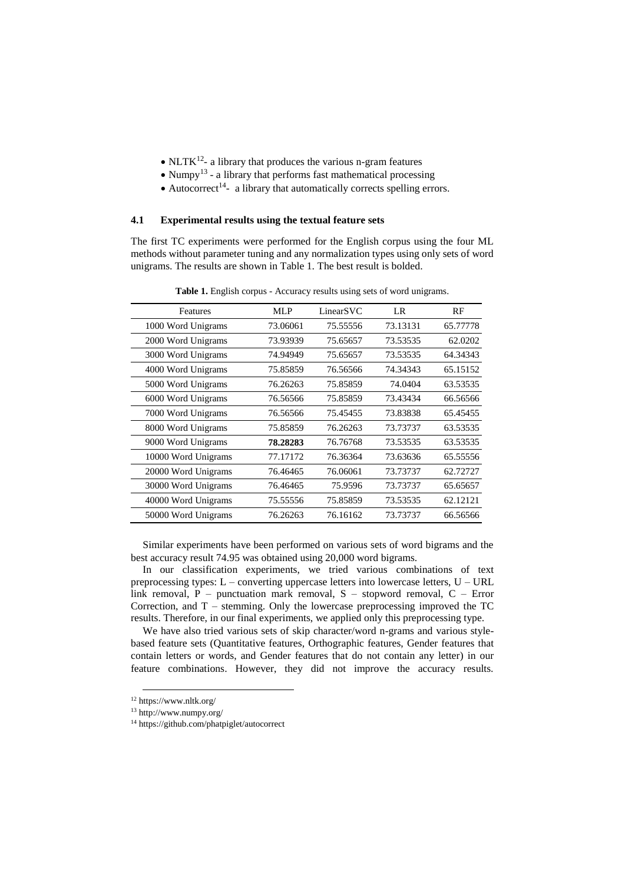- NLTK[12]- a library that produces the various n-gram features
- Numpy[13] - a library that performs fast mathematical processing
- Autocorrect[14]- a library that automatically corrects spelling errors.

### 4.1 Experimental results using the textual feature sets

The first TC experiments were performed for the English corpus using the four ML methods without parameter tuning and any normalization types using only sets of word unigrams. The results are shown in Table 1. The best result is bolded.

**Table 1.** English corpus - Accuracy results using sets of word unigrams.

| Features | MLP | LinearSVC | LR | RF |
|---|---|---|---|---|
| 1000 Word Unigrams | 73.06061 | 75.55556 | 73.13131 | 65.77778 |
| 2000 Word Unigrams | 73.93939 | 75.65657 | 73.53535 | 62.0202 |
| 3000 Word Unigrams | 74.94949 | 75.65657 | 73.53535 | 64.34343 |
| 4000 Word Unigrams | 75.85859 | 76.56566 | 74.34343 | 65.15152 |
| 5000 Word Unigrams | 76.26263 | 75.85859 | 74.0404 | 63.53535 |
| 6000 Word Unigrams | 76.56566 | 75.85859 | 73.43434 | 66.56566 |
| 7000 Word Unigrams | 76.56566 | 75.45455 | 73.83838 | 65.45455 |
| 8000 Word Unigrams | 75.85859 | 76.26263 | 73.73737 | 63.53535 |
| 9000 Word Unigrams | **78.28283** | 76.76768 | 73.53535 | 63.53535 |
| 10000 Word Unigrams | 77.17172 | 76.36364 | 73.63636 | 65.55556 |
| 20000 Word Unigrams | 76.46465 | 76.06061 | 73.73737 | 62.72727 |
| 30000 Word Unigrams | 76.46465 | 75.9596 | 73.73737 | 65.65657 |
| 40000 Word Unigrams | 75.55556 | 75.85859 | 73.53535 | 62.12121 |
| 50000 Word Unigrams | 76.26263 | 76.16162 | 73.73737 | 66.56566 |

Similar experiments have been performed on various sets of word bigrams and the best accuracy result 74.95 was obtained using 20,000 word bigrams.

In our classification experiments, we tried various combinations of text preprocessing types: L – converting uppercase letters into lowercase letters, U – URL link removal, P – punctuation mark removal, S – stopword removal, C – Error Correction, and T – stemming. Only the lowercase preprocessing improved the TC results. Therefore, in our final experiments, we applied only this preprocessing type.

We have also tried various sets of skip character/word n-grams and various style-based feature sets (Quantitative features, Orthographic features, Gender features that contain letters or words, and Gender features that do not contain any letter) in our feature combinations. However, they did not improve the accuracy results.

[12] https://www.nltk.org/

[13] http://www.numpy.org/

[14] https://github.com/phatpiglet/autocorrect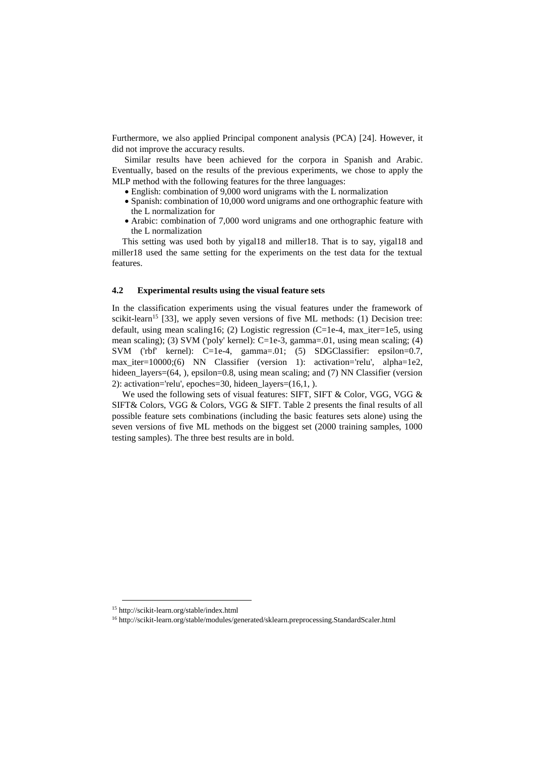Furthermore, we also applied Principal component analysis (PCA) [24]. However, it did not improve the accuracy results.

Similar results have been achieved for the corpora in Spanish and Arabic. Eventually, based on the results of the previous experiments, we chose to apply the MLP method with the following features for the three languages:

- English: combination of 9,000 word unigrams with the L normalization
- Spanish: combination of 10,000 word unigrams and one orthographic feature with the L normalization for
- Arabic: combination of 7,000 word unigrams and one orthographic feature with the L normalization

This setting was used both by yigal18 and miller18. That is to say, yigal18 and miller18 used the same setting for the experiments on the test data for the textual features.

### 4.2 Experimental results using the visual feature sets

In the classification experiments using the visual features under the framework of scikit-learn[15] [33], we apply seven versions of five ML methods: (1) Decision tree: default, using mean scaling16; (2) Logistic regression (C=1e-4, max_iter=1e5, using mean scaling); (3) SVM ('poly' kernel): C=1e-3, gamma=.01, using mean scaling; (4) SVM ('rbf' kernel): C=1e-4, gamma=.01; (5) SDGClassifier: epsilon=0.7, max_iter=10000;(6) NN Classifier (version 1): activation='relu', alpha=1e2, hideen_layers=(64, ), epsilon=0.8, using mean scaling; and (7) NN Classifier (version 2): activation='relu', epoches=30, hideen_layers=(16,1, ).

We used the following sets of visual features: SIFT, SIFT & Color, VGG, VGG & SIFT& Colors, VGG & Colors, VGG & SIFT. Table 2 presents the final results of all possible feature sets combinations (including the basic features sets alone) using the seven versions of five ML methods on the biggest set (2000 training samples, 1000 testing samples). The three best results are in bold.

---

[15] http://scikit-learn.org/stable/index.html

[16] http://scikit-learn.org/stable/modules/generated/sklearn.preprocessing.StandardScaler.html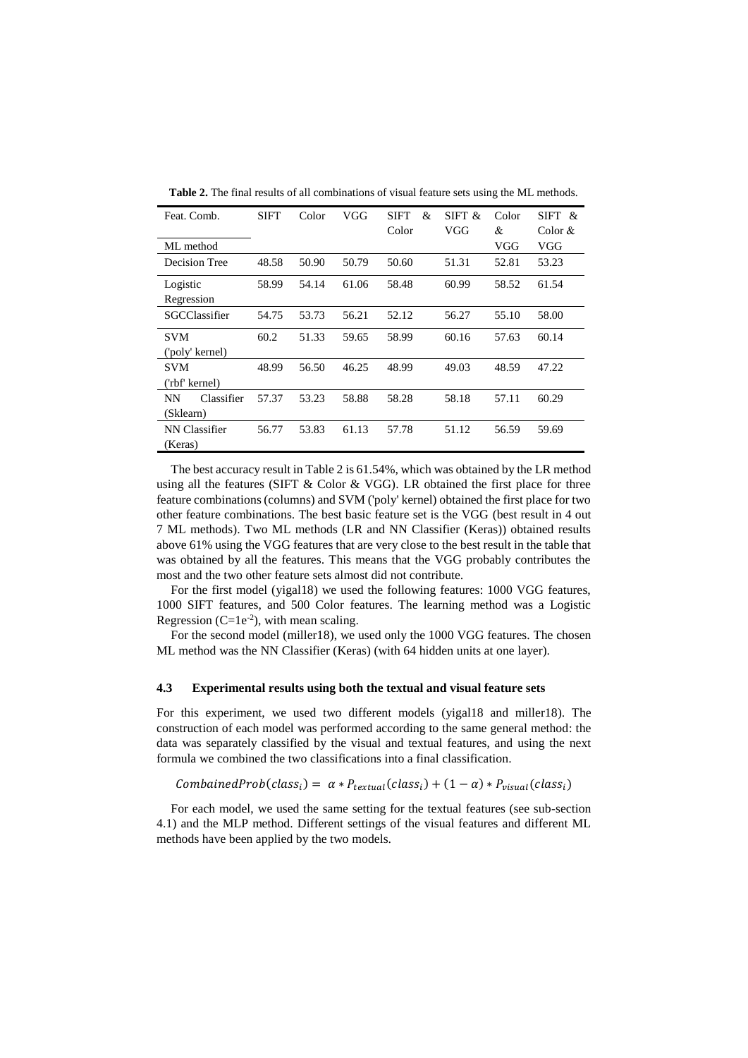**Table 2.** The final results of all combinations of visual feature sets using the ML methods.

| Feat. Comb. / ML method | SIFT | Color | VGG | SIFT & Color | SIFT & VGG | Color & VGG | SIFT & Color & VGG |
|---|---|---|---|---|---|---|---|
| Decision Tree | 48.58 | 50.90 | 50.79 | 50.60 | 51.31 | 52.81 | 53.23 |
| Logistic Regression | 58.99 | 54.14 | 61.06 | 58.48 | 60.99 | 58.52 | 61.54 |
| SGCClassifier | 54.75 | 53.73 | 56.21 | 52.12 | 56.27 | 55.10 | 58.00 |
| SVM ('poly' kernel) | 60.2 | 51.33 | 59.65 | 58.99 | 60.16 | 57.63 | 60.14 |
| SVM ('rbf' kernel) | 48.99 | 56.50 | 46.25 | 48.99 | 49.03 | 48.59 | 47.22 |
| NN Classifier (Sklearn) | 57.37 | 53.23 | 58.88 | 58.28 | 58.18 | 57.11 | 60.29 |
| NN Classifier (Keras) | 56.77 | 53.83 | 61.13 | 57.78 | 51.12 | 56.59 | 59.69 |

The best accuracy result in Table 2 is 61.54%, which was obtained by the LR method using all the features (SIFT & Color & VGG). LR obtained the first place for three feature combinations (columns) and SVM ('poly' kernel) obtained the first place for two other feature combinations. The best basic feature set is the VGG (best result in 4 out 7 ML methods). Two ML methods (LR and NN Classifier (Keras)) obtained results above 61% using the VGG features that are very close to the best result in the table that was obtained by all the features. This means that the VGG probably contributes the most and the two other feature sets almost did not contribute.

For the first model (yigal18) we used the following features: 1000 VGG features, 1000 SIFT features, and 500 Color features. The learning method was a Logistic Regression ($C=1e^{-2}$), with mean scaling.

For the second model (miller18), we used only the 1000 VGG features. The chosen ML method was the NN Classifier (Keras) (with 64 hidden units at one layer).

### 4.3 Experimental results using both the textual and visual feature sets

For this experiment, we used two different models (yigal18 and miller18). The construction of each model was performed according to the same general method: the data was separately classified by the visual and textual features, and using the next formula we combined the two classifications into a final classification.

$$CombainedProb(class_i) = \alpha * P_{textual}(class_i) + (1 - \alpha) * P_{visual}(class_i)$$

For each model, we used the same setting for the textual features (see sub-section 4.1) and the MLP method. Different settings of the visual features and different ML methods have been applied by the two models.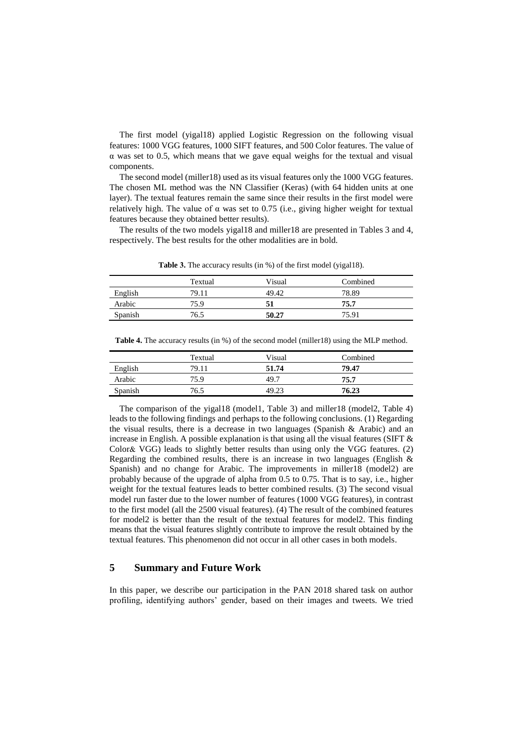The first model (yigal18) applied Logistic Regression on the following visual features: 1000 VGG features, 1000 SIFT features, and 500 Color features. The value of α was set to 0.5, which means that we gave equal weighs for the textual and visual components.

The second model (miller18) used as its visual features only the 1000 VGG features. The chosen ML method was the NN Classifier (Keras) (with 64 hidden units at one layer). The textual features remain the same since their results in the first model were relatively high. The value of α was set to 0.75 (i.e., giving higher weight for textual features because they obtained better results).

The results of the two models yigal18 and miller18 are presented in Tables 3 and 4, respectively. The best results for the other modalities are in bold.

**Table 3.** The accuracy results (in %) of the first model (yigal18).

| | Textual | Visual | Combined |
|---|---|---|---|
| English | 79.11 | 49.42 | 78.89 |
| Arabic | 75.9 | **51** | **75.7** |
| Spanish | 76.5 | **50.27** | 75.91 |

**Table 4.** The accuracy results (in %) of the second model (miller18) using the MLP method.

| | Textual | Visual | Combined |
|---|---|---|---|
| English | 79.11 | **51.74** | **79.47** |
| Arabic | 75.9 | 49.7 | **75.7** |
| Spanish | 76.5 | 49.23 | **76.23** |

The comparison of the yigal18 (model1, Table 3) and miller18 (model2, Table 4) leads to the following findings and perhaps to the following conclusions. (1) Regarding the visual results, there is a decrease in two languages (Spanish & Arabic) and an increase in English. A possible explanation is that using all the visual features (SIFT & Color& VGG) leads to slightly better results than using only the VGG features. (2) Regarding the combined results, there is an increase in two languages (English & Spanish) and no change for Arabic. The improvements in miller18 (model2) are probably because of the upgrade of alpha from 0.5 to 0.75. That is to say, i.e., higher weight for the textual features leads to better combined results. (3) The second visual model run faster due to the lower number of features (1000 VGG features), in contrast to the first model (all the 2500 visual features). (4) The result of the combined features for model2 is better than the result of the textual features for model2. This finding means that the visual features slightly contribute to improve the result obtained by the textual features. This phenomenon did not occur in all other cases in both models.

## 5 Summary and Future Work

In this paper, we describe our participation in the PAN 2018 shared task on author profiling, identifying authors' gender, based on their images and tweets. We tried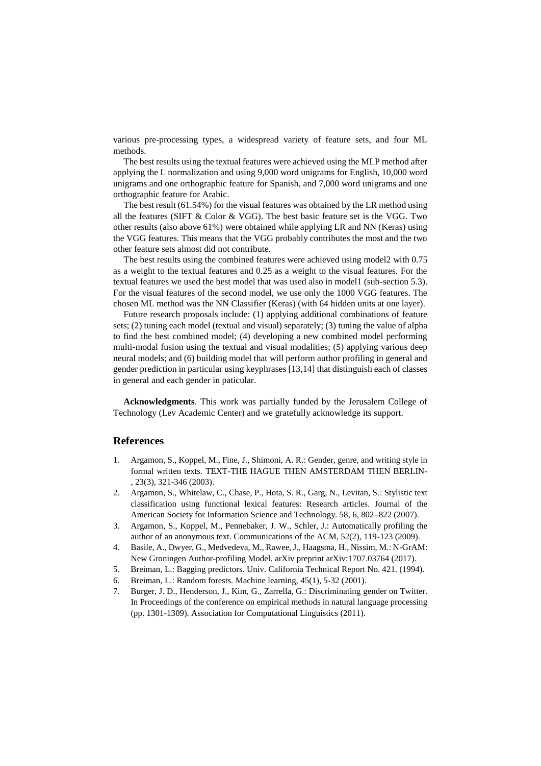various pre-processing types, a widespread variety of feature sets, and four ML methods.

The best results using the textual features were achieved using the MLP method after applying the L normalization and using 9,000 word unigrams for English, 10,000 word unigrams and one orthographic feature for Spanish, and 7,000 word unigrams and one orthographic feature for Arabic.

The best result (61.54%) for the visual features was obtained by the LR method using all the features (SIFT & Color & VGG). The best basic feature set is the VGG. Two other results (also above 61%) were obtained while applying LR and NN (Keras) using the VGG features. This means that the VGG probably contributes the most and the two other feature sets almost did not contribute.

The best results using the combined features were achieved using model2 with 0.75 as a weight to the textual features and 0.25 as a weight to the visual features. For the textual features we used the best model that was used also in model1 (sub-section 5.3). For the visual features of the second model, we use only the 1000 VGG features. The chosen ML method was the NN Classifier (Keras) (with 64 hidden units at one layer).

Future research proposals include: (1) applying additional combinations of feature sets; (2) tuning each model (textual and visual) separately; (3) tuning the value of alpha to find the best combined model; (4) developing a new combined model performing multi-modal fusion using the textual and visual modalities; (5) applying various deep neural models; and (6) building model that will perform author profiling in general and gender prediction in particular using keyphrases [13,14] that distinguish each of classes in general and each gender in paticular.

**Acknowledgments**. This work was partially funded by the Jerusalem College of Technology (Lev Academic Center) and we gratefully acknowledge its support.

## References

1. Argamon, S., Koppel, M., Fine, J., Shimoni, A. R.: Gender, genre, and writing style in formal written texts. TEXT-THE HAGUE THEN AMSTERDAM THEN BERLIN-, 23(3), 321-346 (2003).
2. Argamon, S., Whitelaw, C., Chase, P., Hota, S. R., Garg, N., Levitan, S.: Stylistic text classification using functional lexical features: Research articles. Journal of the American Society for Information Science and Technology. 58, 6, 802–822 (2007).
3. Argamon, S., Koppel, M., Pennebaker, J. W., Schler, J.: Automatically profiling the author of an anonymous text. Communications of the ACM, 52(2), 119-123 (2009).
4. Basile, A., Dwyer, G., Medvedeva, M., Rawee, J., Haagsma, H., Nissim, M.: N-GrAM: New Groningen Author-profiling Model. arXiv preprint arXiv:1707.03764 (2017).
5. Breiman, L.: Bagging predictors. Univ. California Technical Report No. 421. (1994).
6. Breiman, L.: Random forests. Machine learning, 45(1), 5-32 (2001).
7. Burger, J. D., Henderson, J., Kim, G., Zarrella, G.: Discriminating gender on Twitter. In Proceedings of the conference on empirical methods in natural language processing (pp. 1301-1309). Association for Computational Linguistics (2011).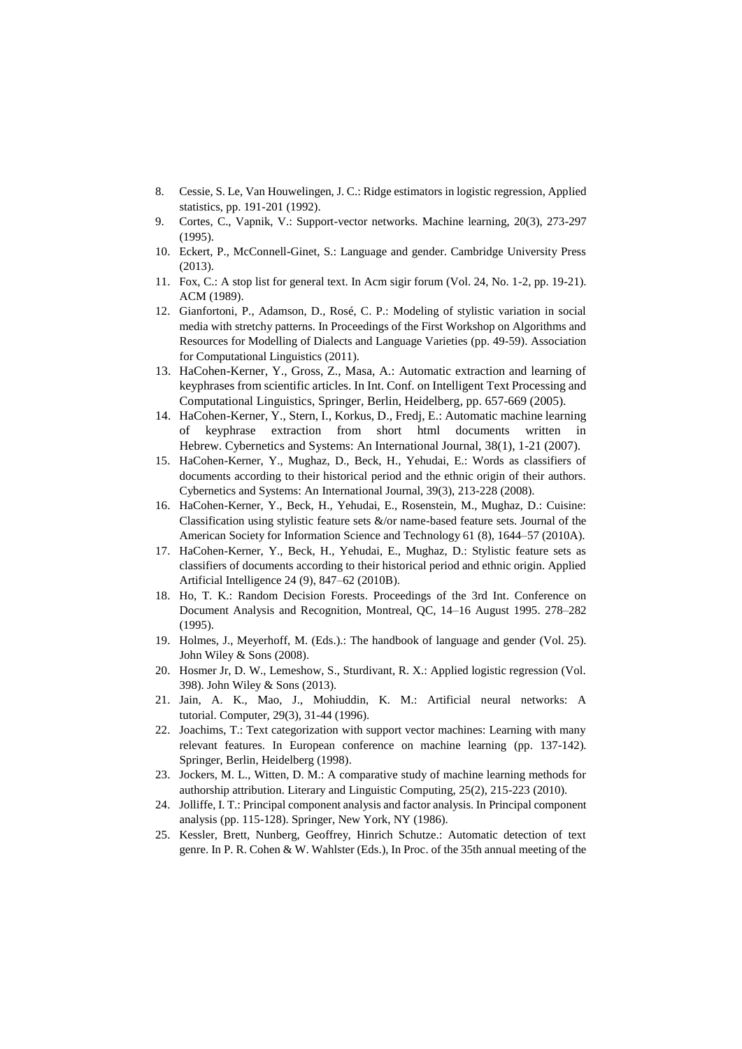8. Cessie, S. Le, Van Houwelingen, J. C.: Ridge estimators in logistic regression, Applied statistics, pp. 191-201 (1992).
9. Cortes, C., Vapnik, V.: Support-vector networks. Machine learning, 20(3), 273-297 (1995).
10. Eckert, P., McConnell-Ginet, S.: Language and gender. Cambridge University Press (2013).
11. Fox, C.: A stop list for general text. In Acm sigir forum (Vol. 24, No. 1-2, pp. 19-21). ACM (1989).
12. Gianfortoni, P., Adamson, D., Rosé, C. P.: Modeling of stylistic variation in social media with stretchy patterns. In Proceedings of the First Workshop on Algorithms and Resources for Modelling of Dialects and Language Varieties (pp. 49-59). Association for Computational Linguistics (2011).
13. HaCohen-Kerner, Y., Gross, Z., Masa, A.: Automatic extraction and learning of keyphrases from scientific articles. In Int. Conf. on Intelligent Text Processing and Computational Linguistics, Springer, Berlin, Heidelberg, pp. 657-669 (2005).
14. HaCohen-Kerner, Y., Stern, I., Korkus, D., Fredj, E.: Automatic machine learning of keyphrase extraction from short html documents written in Hebrew. Cybernetics and Systems: An International Journal, 38(1), 1-21 (2007).
15. HaCohen-Kerner, Y., Mughaz, D., Beck, H., Yehudai, E.: Words as classifiers of documents according to their historical period and the ethnic origin of their authors. Cybernetics and Systems: An International Journal, 39(3), 213-228 (2008).
16. HaCohen-Kerner, Y., Beck, H., Yehudai, E., Rosenstein, M., Mughaz, D.: Cuisine: Classification using stylistic feature sets &/or name-based feature sets. Journal of the American Society for Information Science and Technology 61 (8), 1644–57 (2010A).
17. HaCohen-Kerner, Y., Beck, H., Yehudai, E., Mughaz, D.: Stylistic feature sets as classifiers of documents according to their historical period and ethnic origin. Applied Artificial Intelligence 24 (9), 847–62 (2010B).
18. Ho, T. K.: Random Decision Forests. Proceedings of the 3rd Int. Conference on Document Analysis and Recognition, Montreal, QC, 14–16 August 1995. 278–282 (1995).
19. Holmes, J., Meyerhoff, M. (Eds.).: The handbook of language and gender (Vol. 25). John Wiley & Sons (2008).
20. Hosmer Jr, D. W., Lemeshow, S., Sturdivant, R. X.: Applied logistic regression (Vol. 398). John Wiley & Sons (2013).
21. Jain, A. K., Mao, J., Mohiuddin, K. M.: Artificial neural networks: A tutorial. Computer, 29(3), 31-44 (1996).
22. Joachims, T.: Text categorization with support vector machines: Learning with many relevant features. In European conference on machine learning (pp. 137-142). Springer, Berlin, Heidelberg (1998).
23. Jockers, M. L., Witten, D. M.: A comparative study of machine learning methods for authorship attribution. Literary and Linguistic Computing, 25(2), 215-223 (2010).
24. Jolliffe, I. T.: Principal component analysis and factor analysis. In Principal component analysis (pp. 115-128). Springer, New York, NY (1986).
25. Kessler, Brett, Nunberg, Geoffrey, Hinrich Schutze.: Automatic detection of text genre. In P. R. Cohen & W. Wahlster (Eds.), In Proc. of the 35th annual meeting of the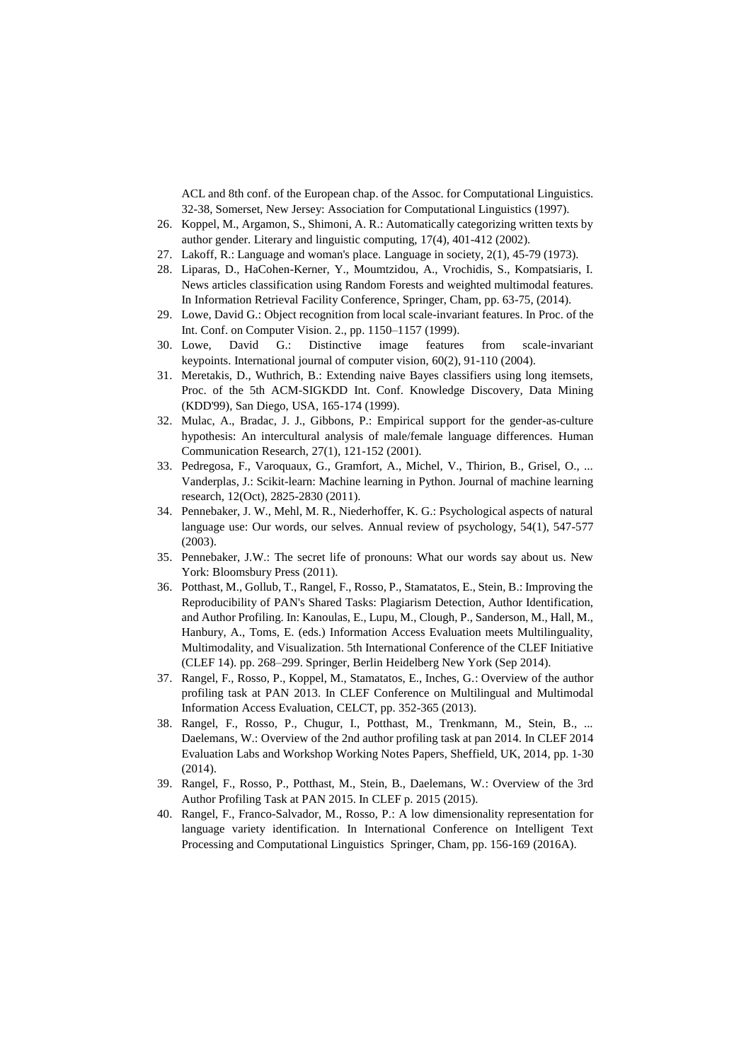ACL and 8th conf. of the European chap. of the Assoc. for Computational Linguistics. 32-38, Somerset, New Jersey: Association for Computational Linguistics (1997).

26. Koppel, M., Argamon, S., Shimoni, A. R.: Automatically categorizing written texts by author gender. Literary and linguistic computing, 17(4), 401-412 (2002).
27. Lakoff, R.: Language and woman's place. Language in society, 2(1), 45-79 (1973).
28. Liparas, D., HaCohen-Kerner, Y., Moumtzidou, A., Vrochidis, S., Kompatsiaris, I. News articles classification using Random Forests and weighted multimodal features. In Information Retrieval Facility Conference, Springer, Cham, pp. 63-75, (2014).
29. Lowe, David G.: Object recognition from local scale-invariant features. In Proc. of the Int. Conf. on Computer Vision. 2., pp. 1150–1157 (1999).
30. Lowe, David G.: Distinctive image features from scale-invariant keypoints. International journal of computer vision, 60(2), 91-110 (2004).
31. Meretakis, D., Wuthrich, B.: Extending naive Bayes classifiers using long itemsets, Proc. of the 5th ACM-SIGKDD Int. Conf. Knowledge Discovery, Data Mining (KDD'99), San Diego, USA, 165-174 (1999).
32. Mulac, A., Bradac, J. J., Gibbons, P.: Empirical support for the gender-as-culture hypothesis: An intercultural analysis of male/female language differences. Human Communication Research, 27(1), 121-152 (2001).
33. Pedregosa, F., Varoquaux, G., Gramfort, A., Michel, V., Thirion, B., Grisel, O., ... Vanderplas, J.: Scikit-learn: Machine learning in Python. Journal of machine learning research, 12(Oct), 2825-2830 (2011).
34. Pennebaker, J. W., Mehl, M. R., Niederhoffer, K. G.: Psychological aspects of natural language use: Our words, our selves. Annual review of psychology, 54(1), 547-577 (2003).
35. Pennebaker, J.W.: The secret life of pronouns: What our words say about us. New York: Bloomsbury Press (2011).
36. Potthast, M., Gollub, T., Rangel, F., Rosso, P., Stamatatos, E., Stein, B.: Improving the Reproducibility of PAN's Shared Tasks: Plagiarism Detection, Author Identification, and Author Profiling. In: Kanoulas, E., Lupu, M., Clough, P., Sanderson, M., Hall, M., Hanbury, A., Toms, E. (eds.) Information Access Evaluation meets Multilinguality, Multimodality, and Visualization. 5th International Conference of the CLEF Initiative (CLEF 14). pp. 268–299. Springer, Berlin Heidelberg New York (Sep 2014).
37. Rangel, F., Rosso, P., Koppel, M., Stamatatos, E., Inches, G.: Overview of the author profiling task at PAN 2013. In CLEF Conference on Multilingual and Multimodal Information Access Evaluation, CELCT, pp. 352-365 (2013).
38. Rangel, F., Rosso, P., Chugur, I., Potthast, M., Trenkmann, M., Stein, B., ... Daelemans, W.: Overview of the 2nd author profiling task at pan 2014. In CLEF 2014 Evaluation Labs and Workshop Working Notes Papers, Sheffield, UK, 2014, pp. 1-30 (2014).
39. Rangel, F., Rosso, P., Potthast, M., Stein, B., Daelemans, W.: Overview of the 3rd Author Profiling Task at PAN 2015. In CLEF p. 2015 (2015).
40. Rangel, F., Franco-Salvador, M., Rosso, P.: A low dimensionality representation for language variety identification. In International Conference on Intelligent Text Processing and Computational Linguistics Springer, Cham, pp. 156-169 (2016A).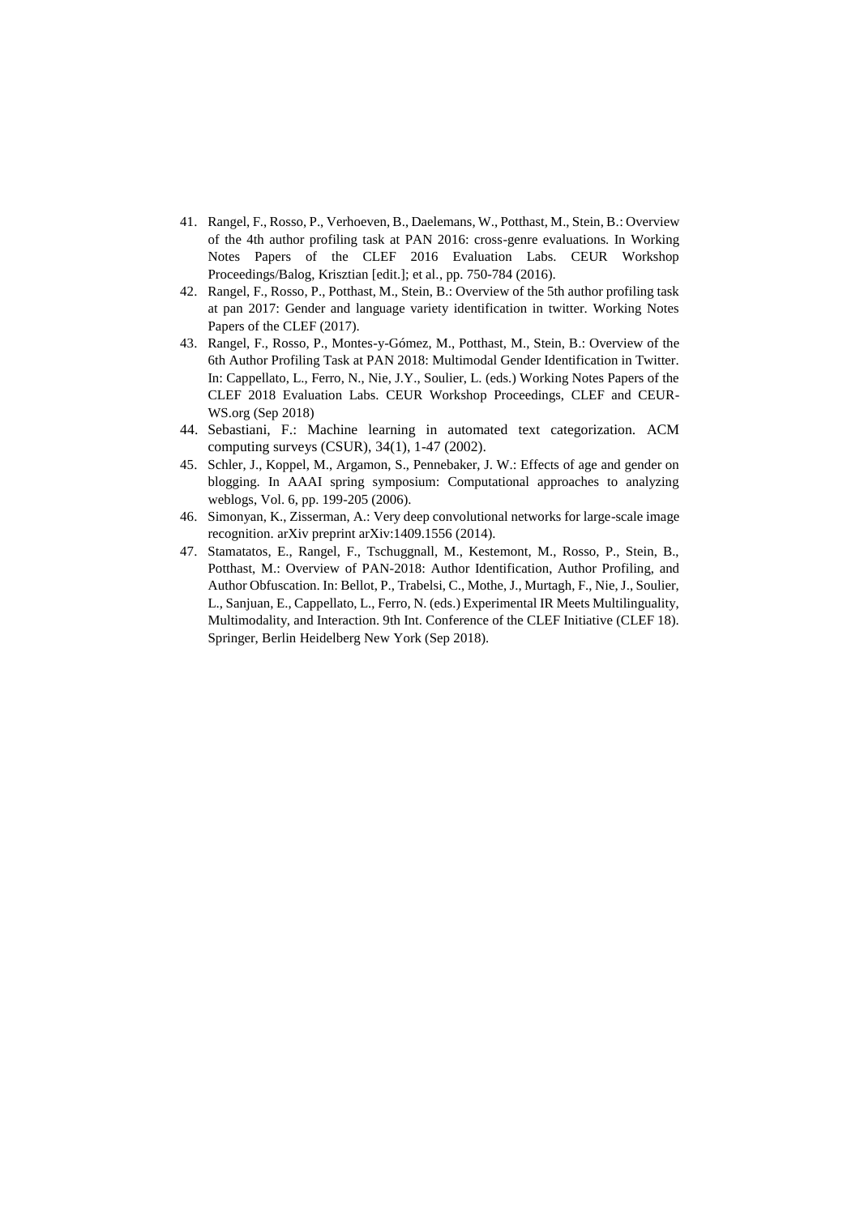41. Rangel, F., Rosso, P., Verhoeven, B., Daelemans, W., Potthast, M., Stein, B.: Overview of the 4th author profiling task at PAN 2016: cross-genre evaluations. In Working Notes Papers of the CLEF 2016 Evaluation Labs. CEUR Workshop Proceedings/Balog, Krisztian [edit.]; et al., pp. 750-784 (2016).
42. Rangel, F., Rosso, P., Potthast, M., Stein, B.: Overview of the 5th author profiling task at pan 2017: Gender and language variety identification in twitter. Working Notes Papers of the CLEF (2017).
43. Rangel, F., Rosso, P., Montes-y-Gómez, M., Potthast, M., Stein, B.: Overview of the 6th Author Profiling Task at PAN 2018: Multimodal Gender Identification in Twitter. In: Cappellato, L., Ferro, N., Nie, J.Y., Soulier, L. (eds.) Working Notes Papers of the CLEF 2018 Evaluation Labs. CEUR Workshop Proceedings, CLEF and CEUR-WS.org (Sep 2018)
44. Sebastiani, F.: Machine learning in automated text categorization. ACM computing surveys (CSUR), 34(1), 1-47 (2002).
45. Schler, J., Koppel, M., Argamon, S., Pennebaker, J. W.: Effects of age and gender on blogging. In AAAI spring symposium: Computational approaches to analyzing weblogs, Vol. 6, pp. 199-205 (2006).
46. Simonyan, K., Zisserman, A.: Very deep convolutional networks for large-scale image recognition. arXiv preprint arXiv:1409.1556 (2014).
47. Stamatatos, E., Rangel, F., Tschuggnall, M., Kestemont, M., Rosso, P., Stein, B., Potthast, M.: Overview of PAN-2018: Author Identification, Author Profiling, and Author Obfuscation. In: Bellot, P., Trabelsi, C., Mothe, J., Murtagh, F., Nie, J., Soulier, L., Sanjuan, E., Cappellato, L., Ferro, N. (eds.) Experimental IR Meets Multilinguality, Multimodality, and Interaction. 9th Int. Conference of the CLEF Initiative (CLEF 18). Springer, Berlin Heidelberg New York (Sep 2018).